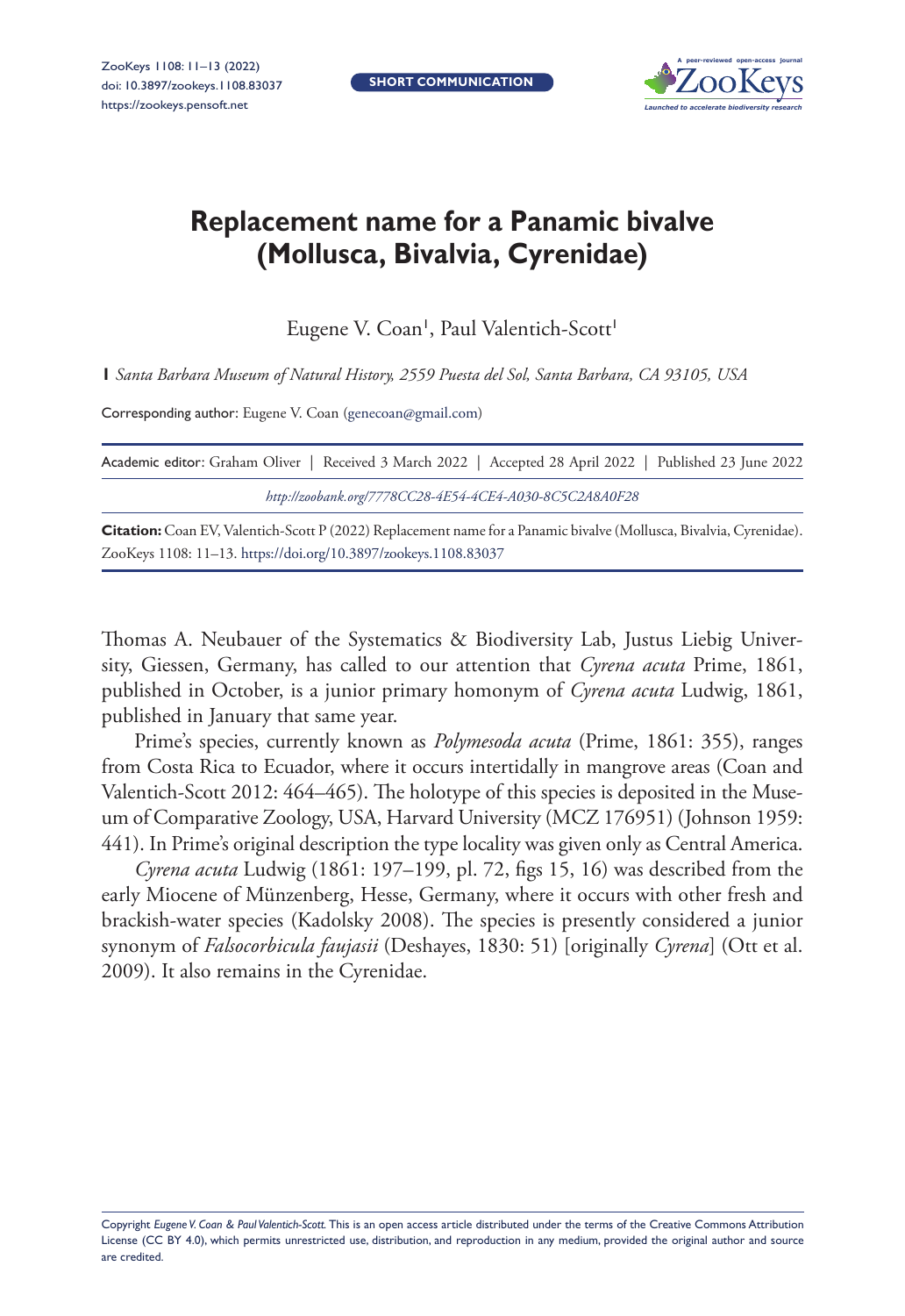# Replacement name for a Panamic bivalve (Mollusca, Bivalvia, Cyrenidae)

Eugene V. Coan[1], Paul Valentich-Scott[1]

**1** *Santa Barbara Museum of Natural History, 2559 Puesta del Sol, Santa Barbara, CA 93105, USA*

Corresponding author: Eugene V. Coan (genecoan@gmail.com)

Academic editor: Graham Oliver | Received 3 March 2022 | Accepted 28 April 2022 | Published 23 June 2022

*http://zoobank.org/7778CC28-4E54-4CE4-A030-8C5C2A8A0F28*

**Citation:** Coan EV, Valentich-Scott P (2022) Replacement name for a Panamic bivalve (Mollusca, Bivalvia, Cyrenidae). ZooKeys 1108: 11–13. https://doi.org/10.3897/zookeys.1108.83037

Thomas A. Neubauer of the Systematics & Biodiversity Lab, Justus Liebig University, Giessen, Germany, has called to our attention that *Cyrena acuta* Prime, 1861, published in October, is a junior primary homonym of *Cyrena acuta* Ludwig, 1861, published in January that same year.

Prime's species, currently known as *Polymesoda acuta* (Prime, 1861: 355), ranges from Costa Rica to Ecuador, where it occurs intertidally in mangrove areas (Coan and Valentich-Scott 2012: 464–465). The holotype of this species is deposited in the Museum of Comparative Zoology, USA, Harvard University (MCZ 176951) (Johnson 1959: 441). In Prime's original description the type locality was given only as Central America.

*Cyrena acuta* Ludwig (1861: 197–199, pl. 72, figs 15, 16) was described from the early Miocene of Münzenberg, Hesse, Germany, where it occurs with other fresh and brackish-water species (Kadolsky 2008). The species is presently considered a junior synonym of *Falsocorbicula faujasii* (Deshayes, 1830: 51) [originally *Cyrena*] (Ott et al. 2009). It also remains in the Cyrenidae.

Copyright *Eugene V. Coan & Paul Valentich-Scott.* This is an open access article distributed under the terms of the Creative Commons Attribution License (CC BY 4.0), which permits unrestricted use, distribution, and reproduction in any medium, provided the original author and source are credited.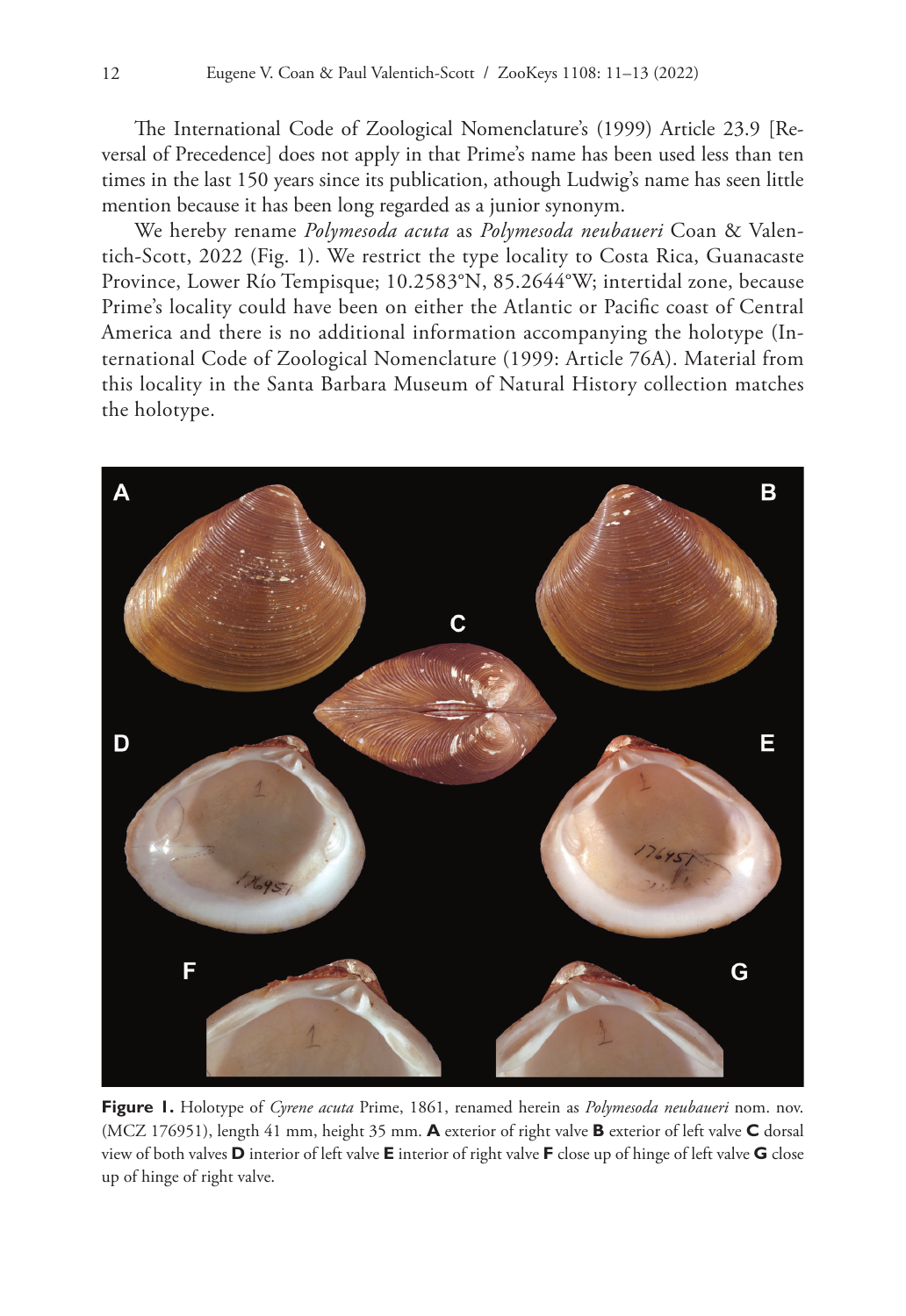The International Code of Zoological Nomenclature's (1999) Article 23.9 [Reversal of Precedence] does not apply in that Prime's name has been used less than ten times in the last 150 years since its publication, athough Ludwig's name has seen little mention because it has been long regarded as a junior synonym.

We hereby rename *Polymesoda acuta* as *Polymesoda neubaueri* Coan & Valentich-Scott, 2022 (Fig. 1). We restrict the type locality to Costa Rica, Guanacaste Province, Lower Río Tempisque; 10.2583°N, 85.2644°W; intertidal zone, because Prime's locality could have been on either the Atlantic or Pacific coast of Central America and there is no additional information accompanying the holotype (International Code of Zoological Nomenclature (1999: Article 76A). Material from this locality in the Santa Barbara Museum of Natural History collection matches the holotype.

**Figure 1.** Holotype of *Cyrene acuta* Prime, 1861, renamed herein as *Polymesoda neubaueri* nom. nov. (MCZ 176951), length 41 mm, height 35 mm. **A** exterior of right valve **B** exterior of left valve **C** dorsal view of both valves **D** interior of left valve **E** interior of right valve **F** close up of hinge of left valve **G** close up of hinge of right valve.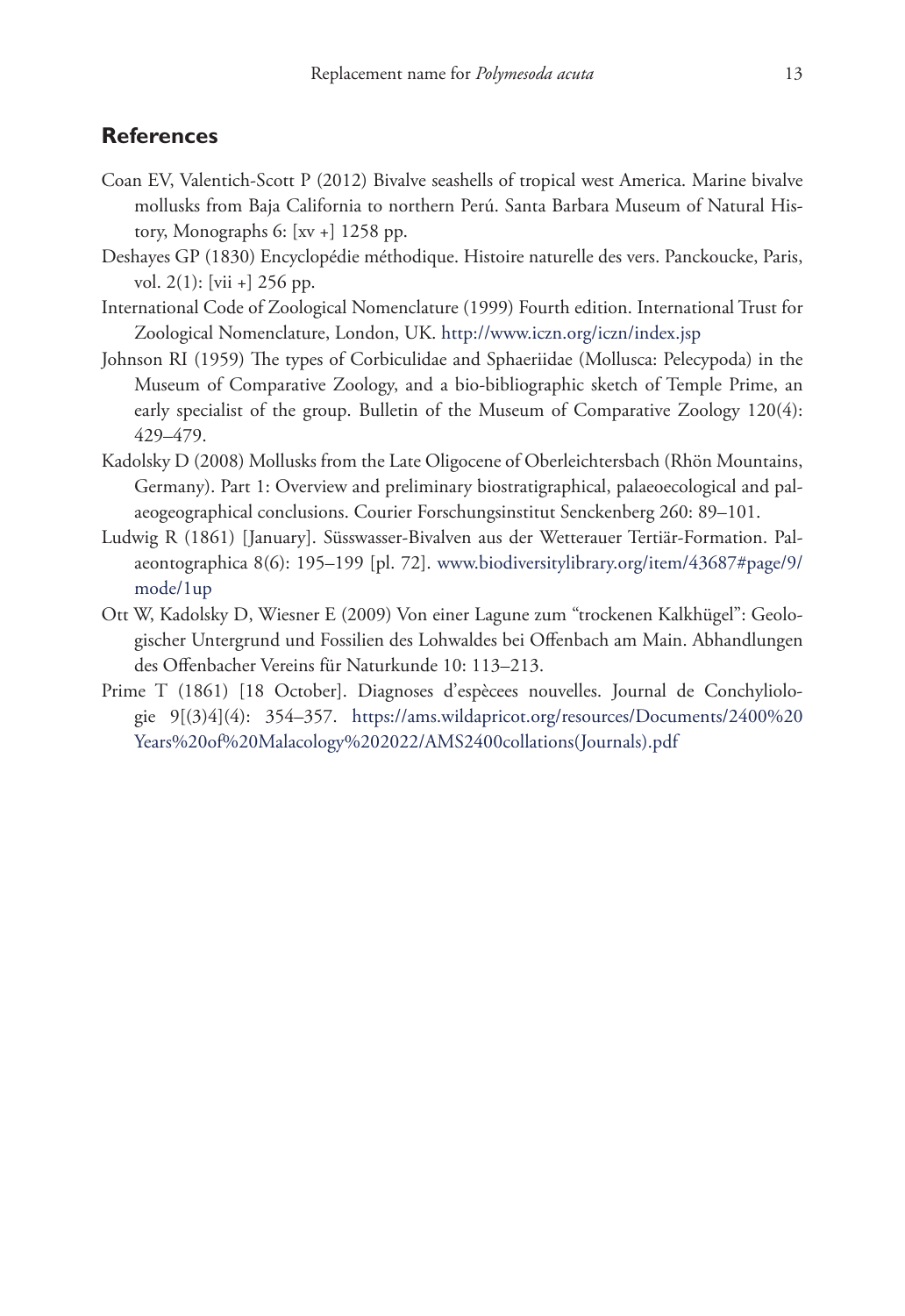## References

Coan EV, Valentich-Scott P (2012) Bivalve seashells of tropical west America. Marine bivalve mollusks from Baja California to northern Perú. Santa Barbara Museum of Natural History, Monographs 6: [xv +] 1258 pp.

Deshayes GP (1830) Encyclopédie méthodique. Histoire naturelle des vers. Panckoucke, Paris, vol. 2(1): [vii +] 256 pp.

International Code of Zoological Nomenclature (1999) Fourth edition. International Trust for Zoological Nomenclature, London, UK. http://www.iczn.org/iczn/index.jsp

Johnson RI (1959) The types of Corbiculidae and Sphaeriidae (Mollusca: Pelecypoda) in the Museum of Comparative Zoology, and a bio-bibliographic sketch of Temple Prime, an early specialist of the group. Bulletin of the Museum of Comparative Zoology 120(4): 429–479.

Kadolsky D (2008) Mollusks from the Late Oligocene of Oberleichtersbach (Rhön Mountains, Germany). Part 1: Overview and preliminary biostratigraphical, palaeoecological and palaeogeographical conclusions. Courier Forschungsinstitut Senckenberg 260: 89–101.

Ludwig R (1861) [January]. Süsswasser-Bivalven aus der Wetterauer Tertiär-Formation. Palaeontographica 8(6): 195–199 [pl. 72]. www.biodiversitylibrary.org/item/43687#page/9/mode/1up

Ott W, Kadolsky D, Wiesner E (2009) Von einer Lagune zum "trockenen Kalkhügel": Geologischer Untergrund und Fossilien des Lohwaldes bei Offenbach am Main. Abhandlungen des Offenbacher Vereins für Naturkunde 10: 113–213.

Prime T (1861) [18 October]. Diagnoses d'espècees nouvelles. Journal de Conchyliologie 9[(3)4](4): 354–357. https://ams.wildapricot.org/resources/Documents/2400%20Years%20of%20Malacology%202022/AMS2400collations(Journals).pdf